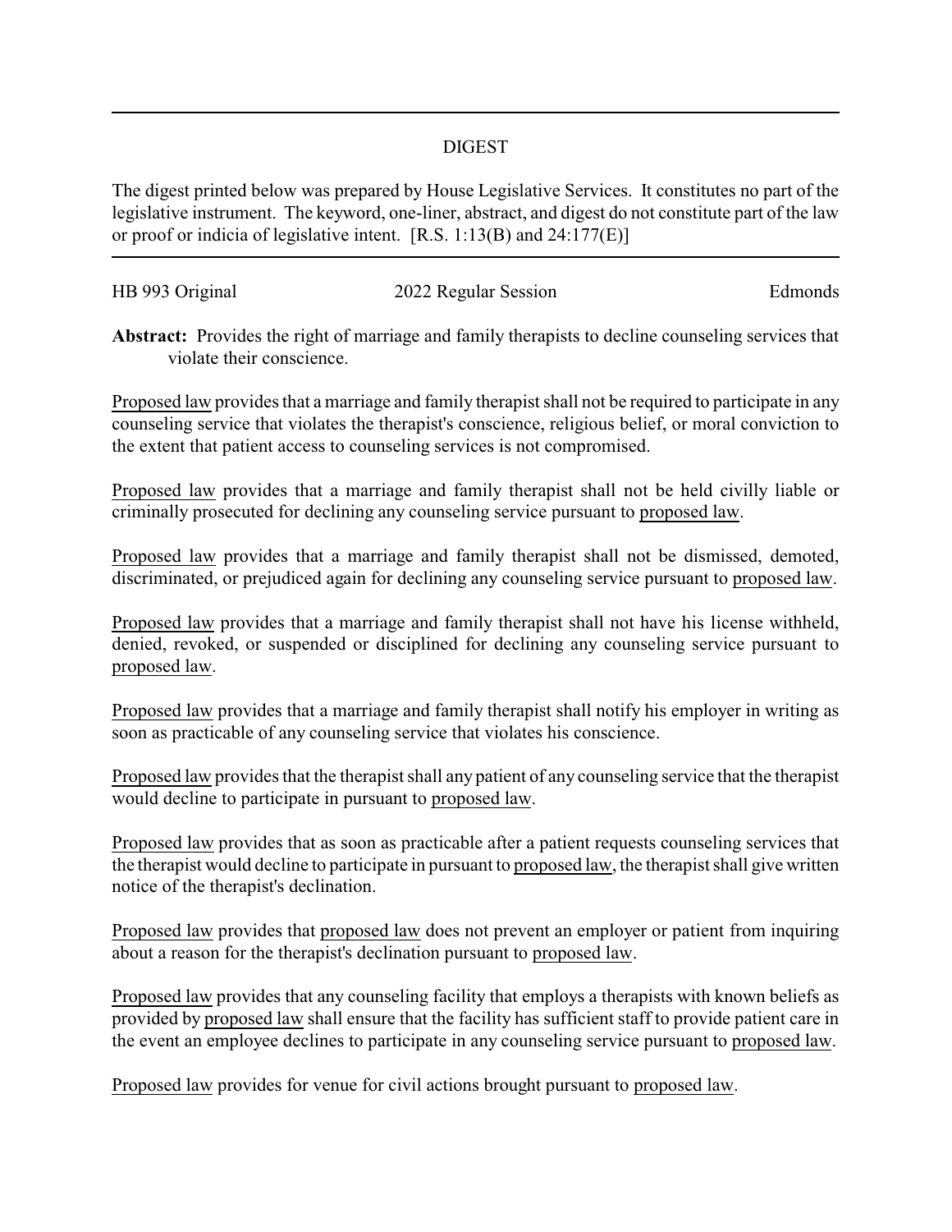# DIGEST

The digest printed below was prepared by House Legislative Services. It constitutes no part of the legislative instrument. The keyword, one-liner, abstract, and digest do not constitute part of the law or proof or indicia of legislative intent. [R.S. 1:13(B) and 24:177(E)]

---

HB 993 Original | 2022 Regular Session | Edmonds

**Abstract:** Provides the right of marriage and family therapists to decline counseling services that violate their conscience.

Proposed law provides that a marriage and family therapist shall not be required to participate in any counseling service that violates the therapist's conscience, religious belief, or moral conviction to the extent that patient access to counseling services is not compromised.

Proposed law provides that a marriage and family therapist shall not be held civilly liable or criminally prosecuted for declining any counseling service pursuant to proposed law.

Proposed law provides that a marriage and family therapist shall not be dismissed, demoted, discriminated, or prejudiced again for declining any counseling service pursuant to proposed law.

Proposed law provides that a marriage and family therapist shall not have his license withheld, denied, revoked, or suspended or disciplined for declining any counseling service pursuant to proposed law.

Proposed law provides that a marriage and family therapist shall notify his employer in writing as soon as practicable of any counseling service that violates his conscience.

Proposed law provides that the therapist shall any patient of any counseling service that the therapist would decline to participate in pursuant to proposed law.

Proposed law provides that as soon as practicable after a patient requests counseling services that the therapist would decline to participate in pursuant to proposed law, the therapist shall give written notice of the therapist's declination.

Proposed law provides that proposed law does not prevent an employer or patient from inquiring about a reason for the therapist's declination pursuant to proposed law.

Proposed law provides that any counseling facility that employs a therapists with known beliefs as provided by proposed law shall ensure that the facility has sufficient staff to provide patient care in the event an employee declines to participate in any counseling service pursuant to proposed law.

Proposed law provides for venue for civil actions brought pursuant to proposed law.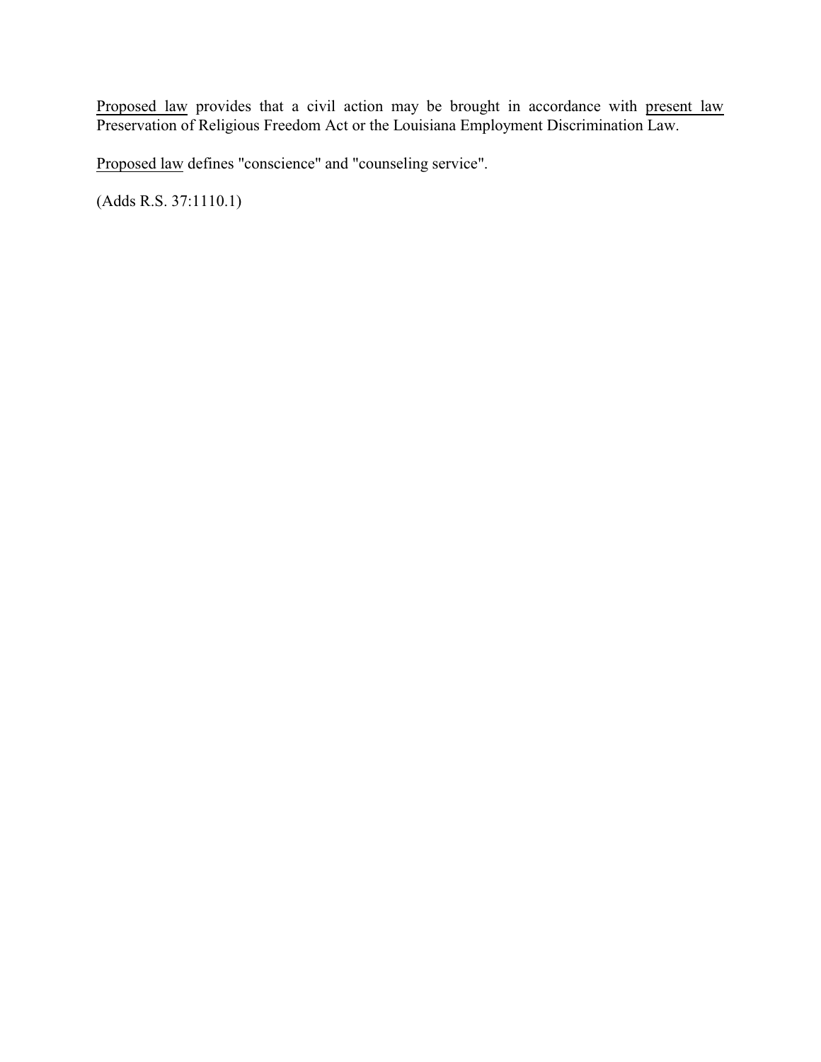Proposed law provides that a civil action may be brought in accordance with present law Preservation of Religious Freedom Act or the Louisiana Employment Discrimination Law.

Proposed law defines "conscience" and "counseling service".

(Adds R.S. 37:1110.1)